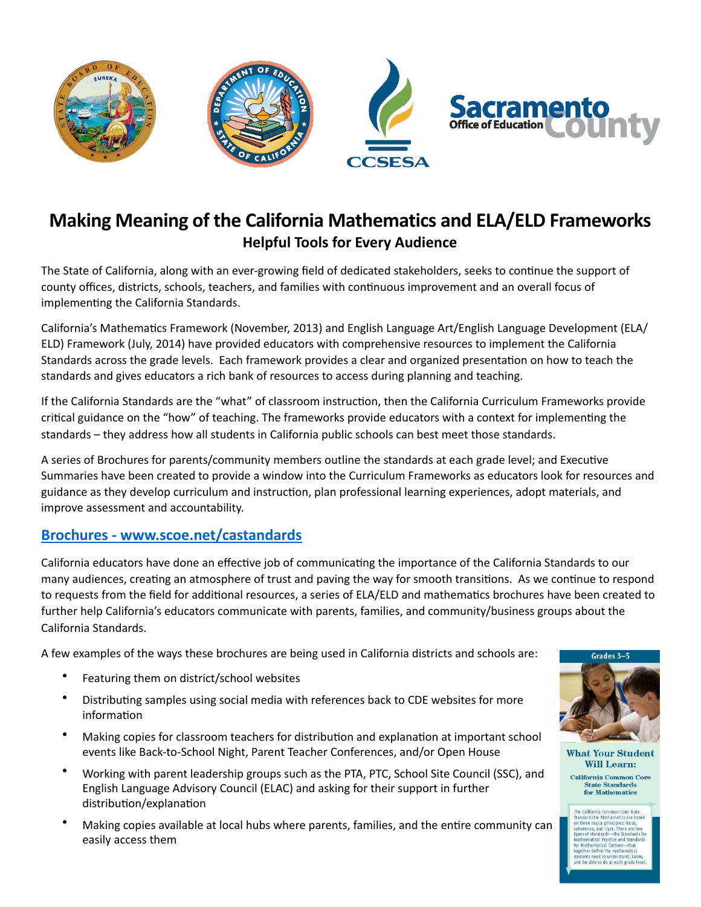# Making Meaning of the California Mathematics and ELA/ELD Frameworks

## Helpful Tools for Every Audience

The State of California, along with an ever-growing field of dedicated stakeholders, seeks to continue the support of county offices, districts, schools, teachers, and families with continuous improvement and an overall focus of implementing the California Standards.

California's Mathematics Framework (November, 2013) and English Language Art/English Language Development (ELA/ELD) Framework (July, 2014) have provided educators with comprehensive resources to implement the California Standards across the grade levels. Each framework provides a clear and organized presentation on how to teach the standards and gives educators a rich bank of resources to access during planning and teaching.

If the California Standards are the "what" of classroom instruction, then the California Curriculum Frameworks provide critical guidance on the "how" of teaching. The frameworks provide educators with a context for implementing the standards – they address how all students in California public schools can best meet those standards.

A series of Brochures for parents/community members outline the standards at each grade level; and Executive Summaries have been created to provide a window into the Curriculum Frameworks as educators look for resources and guidance as they develop curriculum and instruction, plan professional learning experiences, adopt materials, and improve assessment and accountability.

### Brochures - www.scoe.net/castandards

California educators have done an effective job of communicating the importance of the California Standards to our many audiences, creating an atmosphere of trust and paving the way for smooth transitions. As we continue to respond to requests from the field for additional resources, a series of ELA/ELD and mathematics brochures have been created to further help California's educators communicate with parents, families, and community/business groups about the California Standards.

A few examples of the ways these brochures are being used in California districts and schools are:

- Featuring them on district/school websites
- Distributing samples using social media with references back to CDE websites for more information
- Making copies for classroom teachers for distribution and explanation at important school events like Back-to-School Night, Parent Teacher Conferences, and/or Open House
- Working with parent leadership groups such as the PTA, PTC, School Site Council (SSC), and English Language Advisory Council (ELAC) and asking for their support in further distribution/explanation
- Making copies available at local hubs where parents, families, and the entire community can easily access them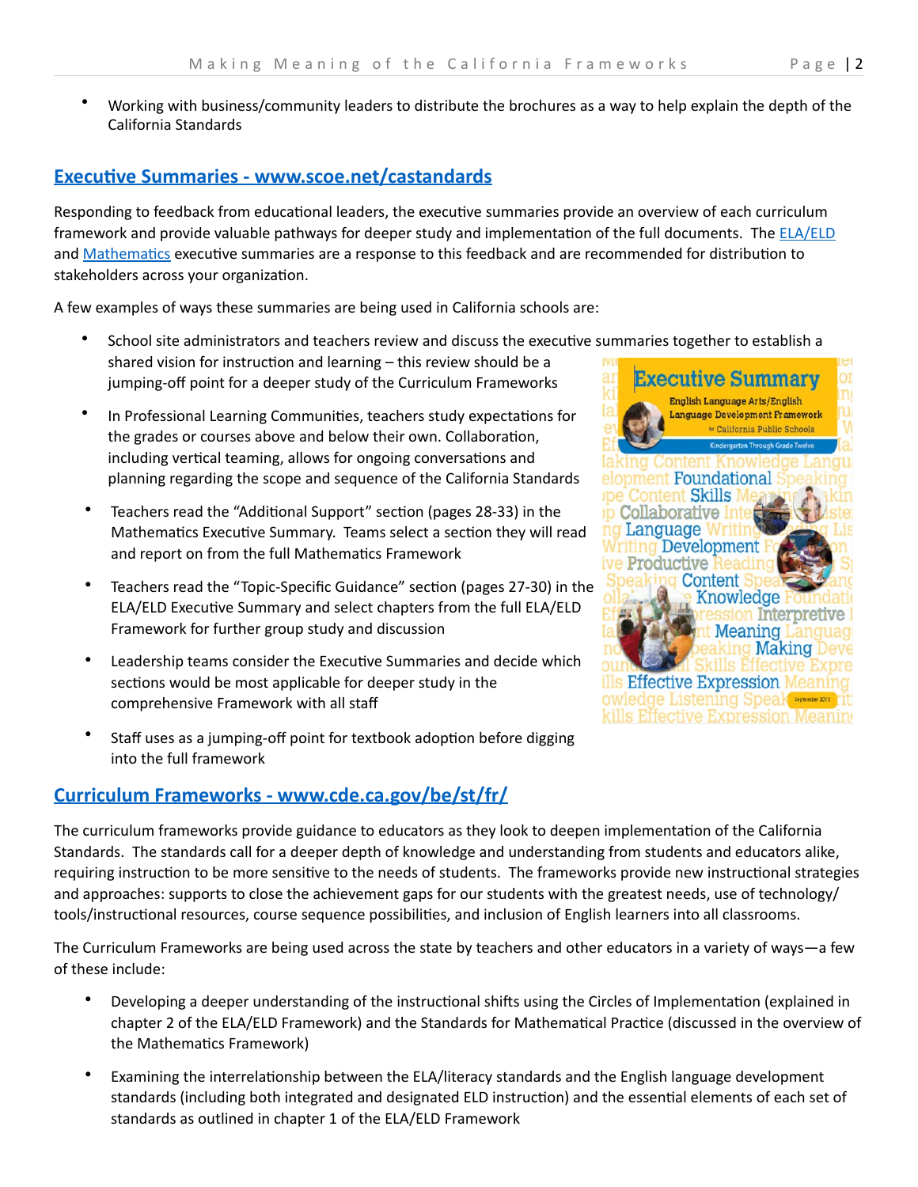- Working with business/community leaders to distribute the brochures as a way to help explain the depth of the California Standards

## Executive Summaries - www.scoe.net/castandards

Responding to feedback from educational leaders, the executive summaries provide an overview of each curriculum framework and provide valuable pathways for deeper study and implementation of the full documents. The ELA/ELD and Mathematics executive summaries are a response to this feedback and are recommended for distribution to stakeholders across your organization.

A few examples of ways these summaries are being used in California schools are:

- School site administrators and teachers review and discuss the executive summaries together to establish a shared vision for instruction and learning – this review should be a jumping-off point for a deeper study of the Curriculum Frameworks
- In Professional Learning Communities, teachers study expectations for the grades or courses above and below their own. Collaboration, including vertical teaming, allows for ongoing conversations and planning regarding the scope and sequence of the California Standards
- Teachers read the "Additional Support" section (pages 28-33) in the Mathematics Executive Summary. Teams select a section they will read and report on from the full Mathematics Framework
- Teachers read the "Topic-Specific Guidance" section (pages 27-30) in the ELA/ELD Executive Summary and select chapters from the full ELA/ELD Framework for further group study and discussion
- Leadership teams consider the Executive Summaries and decide which sections would be most applicable for deeper study in the comprehensive Framework with all staff
- Staff uses as a jumping-off point for textbook adoption before digging into the full framework

## Curriculum Frameworks - www.cde.ca.gov/be/st/fr/

The curriculum frameworks provide guidance to educators as they look to deepen implementation of the California Standards. The standards call for a deeper depth of knowledge and understanding from students and educators alike, requiring instruction to be more sensitive to the needs of students. The frameworks provide new instructional strategies and approaches: supports to close the achievement gaps for our students with the greatest needs, use of technology/ tools/instructional resources, course sequence possibilities, and inclusion of English learners into all classrooms.

The Curriculum Frameworks are being used across the state by teachers and other educators in a variety of ways—a few of these include:

- Developing a deeper understanding of the instructional shifts using the Circles of Implementation (explained in chapter 2 of the ELA/ELD Framework) and the Standards for Mathematical Practice (discussed in the overview of the Mathematics Framework)
- Examining the interrelationship between the ELA/literacy standards and the English language development standards (including both integrated and designated ELD instruction) and the essential elements of each set of standards as outlined in chapter 1 of the ELA/ELD Framework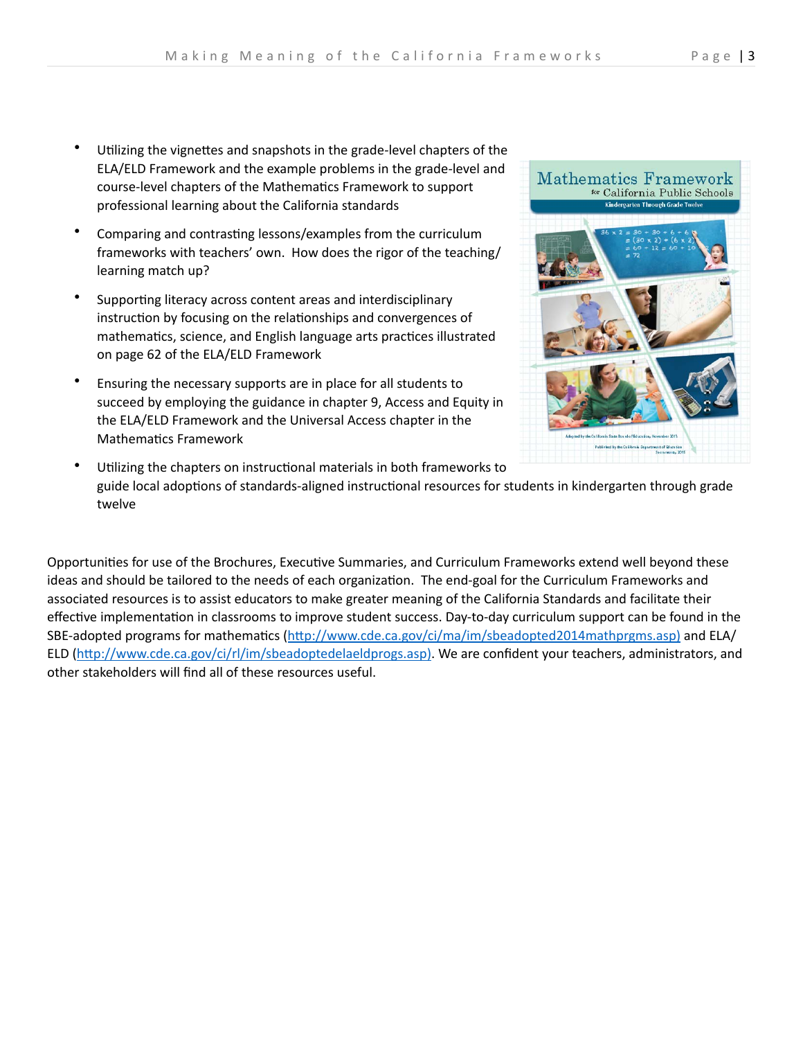- Utilizing the vignettes and snapshots in the grade-level chapters of the ELA/ELD Framework and the example problems in the grade-level and course-level chapters of the Mathematics Framework to support professional learning about the California standards
- Comparing and contrasting lessons/examples from the curriculum frameworks with teachers' own. How does the rigor of the teaching/learning match up?
- Supporting literacy across content areas and interdisciplinary instruction by focusing on the relationships and convergences of mathematics, science, and English language arts practices illustrated on page 62 of the ELA/ELD Framework
- Ensuring the necessary supports are in place for all students to succeed by employing the guidance in chapter 9, Access and Equity in the ELA/ELD Framework and the Universal Access chapter in the Mathematics Framework
- Utilizing the chapters on instructional materials in both frameworks to guide local adoptions of standards-aligned instructional resources for students in kindergarten through grade twelve

Opportunities for use of the Brochures, Executive Summaries, and Curriculum Frameworks extend well beyond these ideas and should be tailored to the needs of each organization. The end-goal for the Curriculum Frameworks and associated resources is to assist educators to make greater meaning of the California Standards and facilitate their effective implementation in classrooms to improve student success. Day-to-day curriculum support can be found in the SBE-adopted programs for mathematics (http://www.cde.ca.gov/ci/ma/im/sbeadopted2014mathprgms.asp) and ELA/ELD (http://www.cde.ca.gov/ci/rl/im/sbeadoptedelaeldprogs.asp). We are confident your teachers, administrators, and other stakeholders will find all of these resources useful.